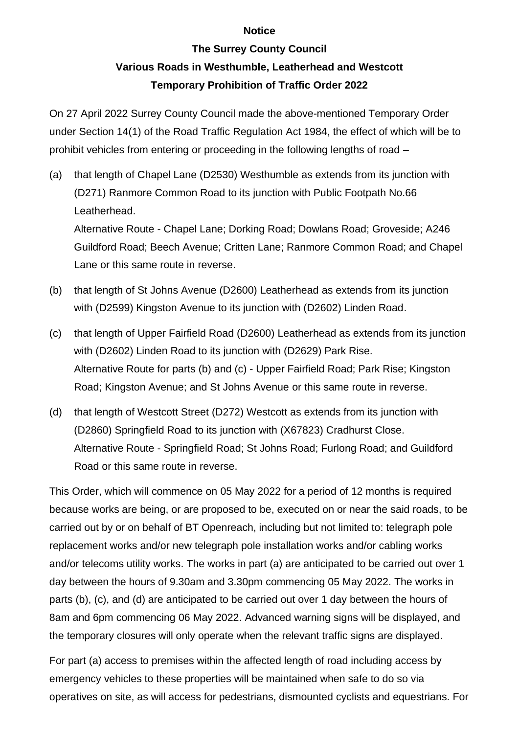**Notice**

**The Surrey County Council**

**Various Roads in Westhumble, Leatherhead and Westcott**

**Temporary Prohibition of Traffic Order 2022**

On 27 April 2022 Surrey County Council made the above-mentioned Temporary Order under Section 14(1) of the Road Traffic Regulation Act 1984, the effect of which will be to prohibit vehicles from entering or proceeding in the following lengths of road –

(a) that length of Chapel Lane (D2530) Westhumble as extends from its junction with (D271) Ranmore Common Road to its junction with Public Footpath No.66 Leatherhead.
Alternative Route - Chapel Lane; Dorking Road; Dowlans Road; Groveside; A246 Guildford Road; Beech Avenue; Critten Lane; Ranmore Common Road; and Chapel Lane or this same route in reverse.

(b) that length of St Johns Avenue (D2600) Leatherhead as extends from its junction with (D2599) Kingston Avenue to its junction with (D2602) Linden Road.

(c) that length of Upper Fairfield Road (D2600) Leatherhead as extends from its junction with (D2602) Linden Road to its junction with (D2629) Park Rise.
Alternative Route for parts (b) and (c) - Upper Fairfield Road; Park Rise; Kingston Road; Kingston Avenue; and St Johns Avenue or this same route in reverse.

(d) that length of Westcott Street (D272) Westcott as extends from its junction with (D2860) Springfield Road to its junction with (X67823) Cradhurst Close.
Alternative Route - Springfield Road; St Johns Road; Furlong Road; and Guildford Road or this same route in reverse.

This Order, which will commence on 05 May 2022 for a period of 12 months is required because works are being, or are proposed to be, executed on or near the said roads, to be carried out by or on behalf of BT Openreach, including but not limited to: telegraph pole replacement works and/or new telegraph pole installation works and/or cabling works and/or telecoms utility works. The works in part (a) are anticipated to be carried out over 1 day between the hours of 9.30am and 3.30pm commencing 05 May 2022. The works in parts (b), (c), and (d) are anticipated to be carried out over 1 day between the hours of 8am and 6pm commencing 06 May 2022. Advanced warning signs will be displayed, and the temporary closures will only operate when the relevant traffic signs are displayed.

For part (a) access to premises within the affected length of road including access by emergency vehicles to these properties will be maintained when safe to do so via operatives on site, as will access for pedestrians, dismounted cyclists and equestrians. For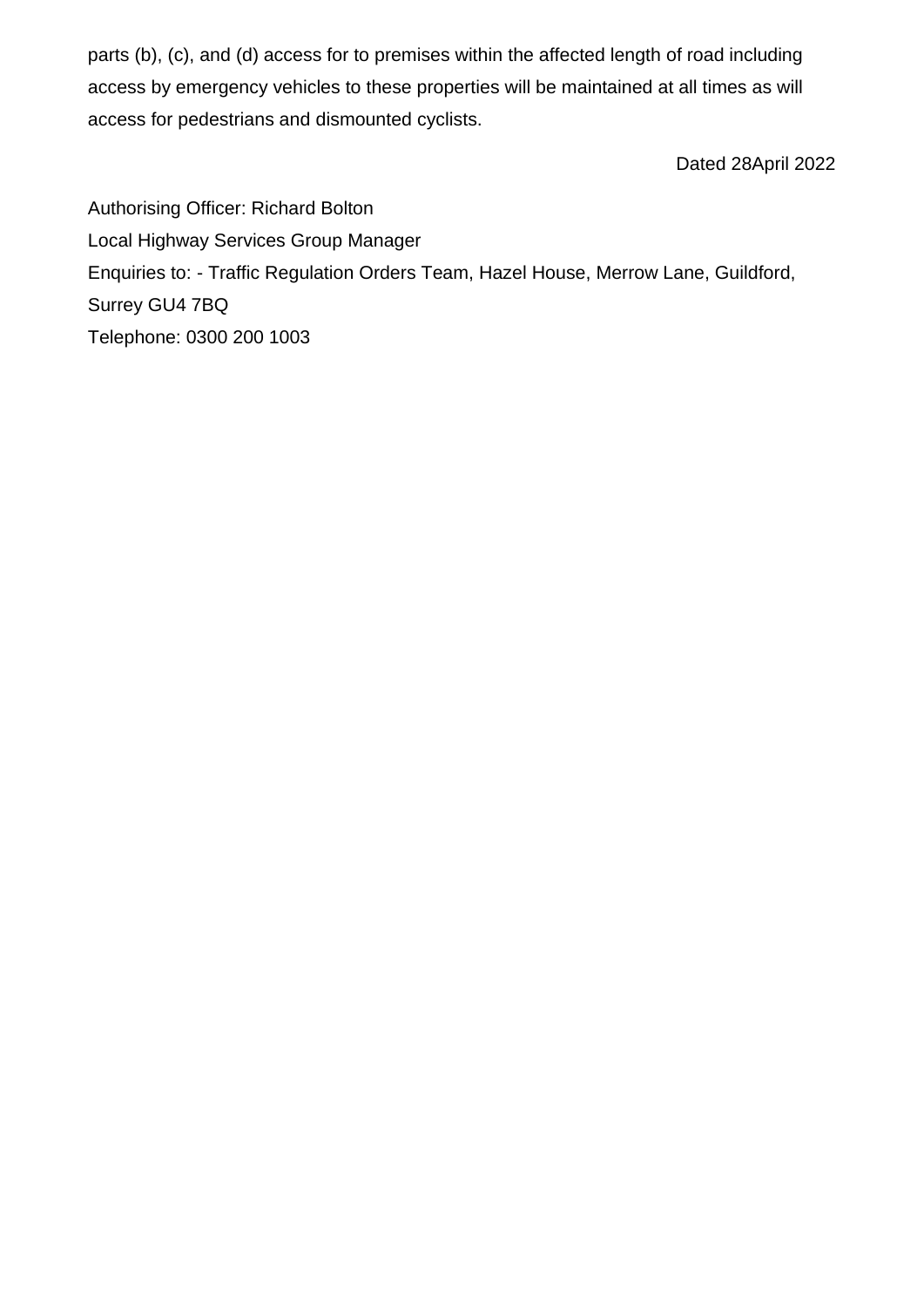parts (b), (c), and (d) access for to premises within the affected length of road including access by emergency vehicles to these properties will be maintained at all times as will access for pedestrians and dismounted cyclists.

Dated 28April 2022

Authorising Officer: Richard Bolton

Local Highway Services Group Manager

Enquiries to: - Traffic Regulation Orders Team, Hazel House, Merrow Lane, Guildford, Surrey GU4 7BQ

Telephone: 0300 200 1003